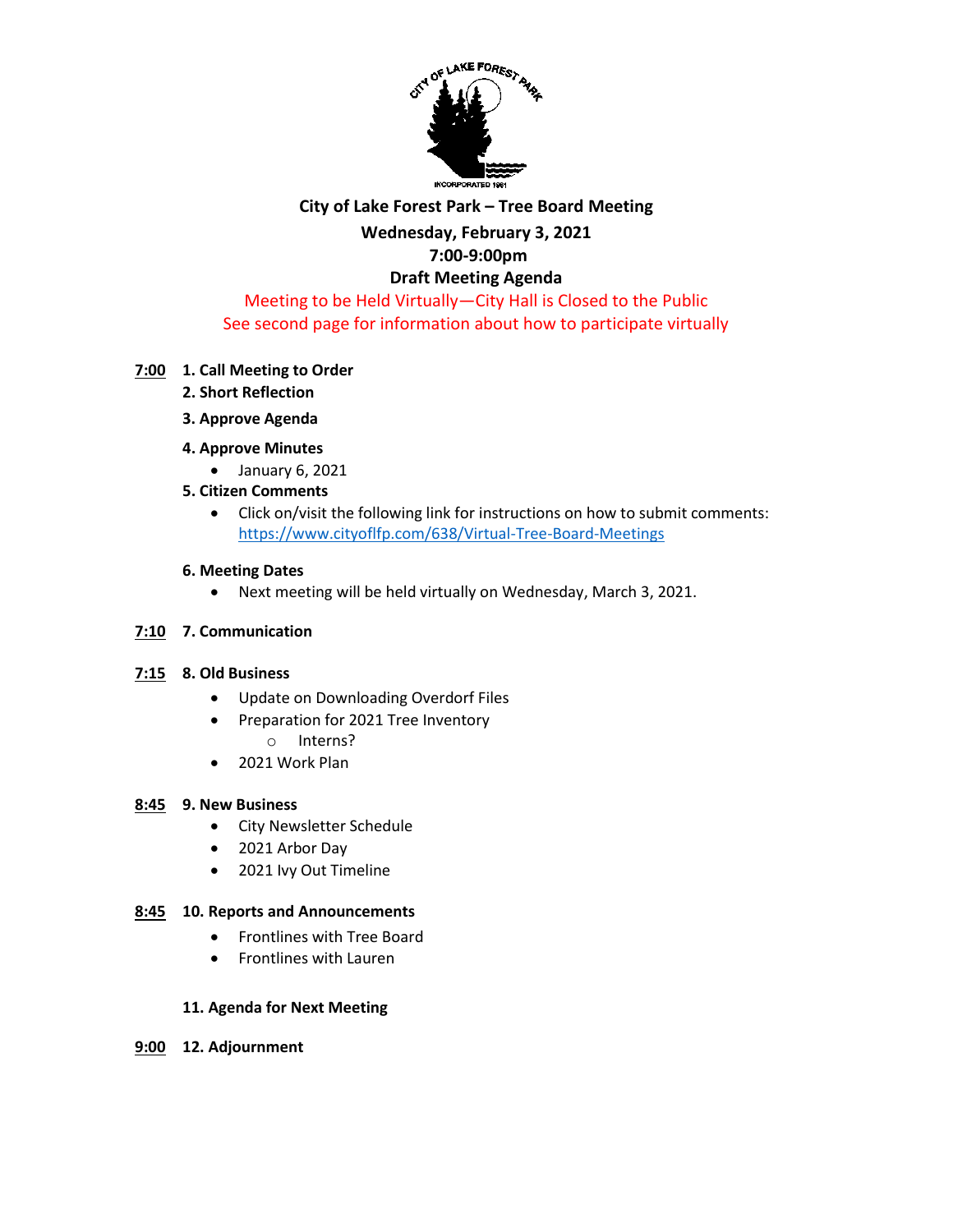**City of Lake Forest Park – Tree Board Meeting**

**Wednesday, February 3, 2021**

**7:00-9:00pm**

**Draft Meeting Agenda**

Meeting to be Held Virtually—City Hall is Closed to the Public

See second page for information about how to participate virtually

**7:00** **1. Call Meeting to Order**

**2. Short Reflection**

**3. Approve Agenda**

**4. Approve Minutes**

- January 6, 2021

**5. Citizen Comments**

- Click on/visit the following link for instructions on how to submit comments: https://www.cityoflfp.com/638/Virtual-Tree-Board-Meetings

**6. Meeting Dates**

- Next meeting will be held virtually on Wednesday, March 3, 2021.

**7:10** **7. Communication**

**7:15** **8. Old Business**

- Update on Downloading Overdorf Files
- Preparation for 2021 Tree Inventory
  - Interns?
- 2021 Work Plan

**8:45** **9. New Business**

- City Newsletter Schedule
- 2021 Arbor Day
- 2021 Ivy Out Timeline

**8:45** **10. Reports and Announcements**

- Frontlines with Tree Board
- Frontlines with Lauren

**11. Agenda for Next Meeting**

**9:00** **12. Adjournment**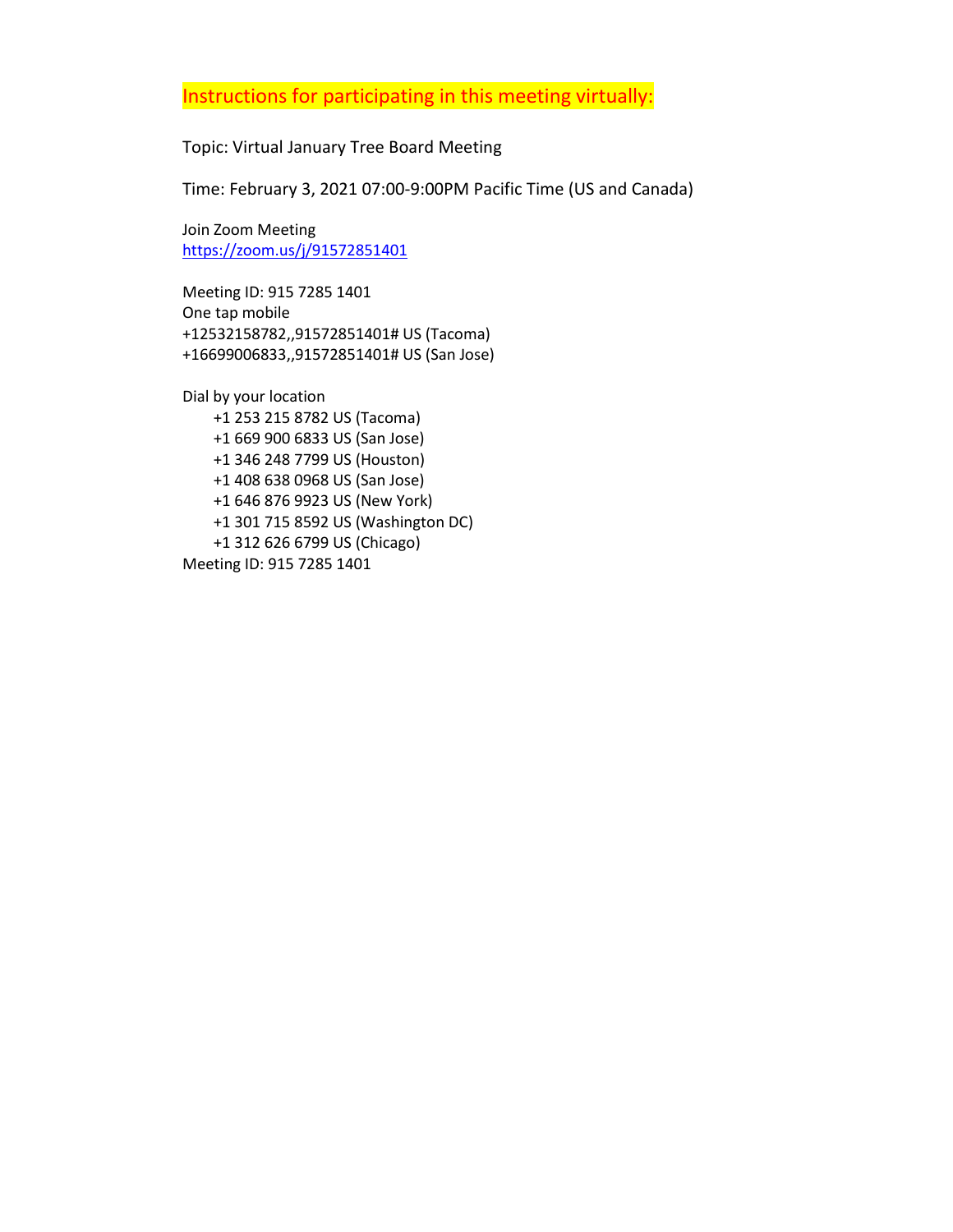## Instructions for participating in this meeting virtually:

Topic: Virtual January Tree Board Meeting

Time: February 3, 2021 07:00-9:00PM Pacific Time (US and Canada)

Join Zoom Meeting
https://zoom.us/j/91572851401

Meeting ID: 915 7285 1401
One tap mobile
+12532158782,,91572851401# US (Tacoma)
+16699006833,,91572851401# US (San Jose)

Dial by your location
- +1 253 215 8782 US (Tacoma)
- +1 669 900 6833 US (San Jose)
- +1 346 248 7799 US (Houston)
- +1 408 638 0968 US (San Jose)
- +1 646 876 9923 US (New York)
- +1 301 715 8592 US (Washington DC)
- +1 312 626 6799 US (Chicago)

Meeting ID: 915 7285 1401